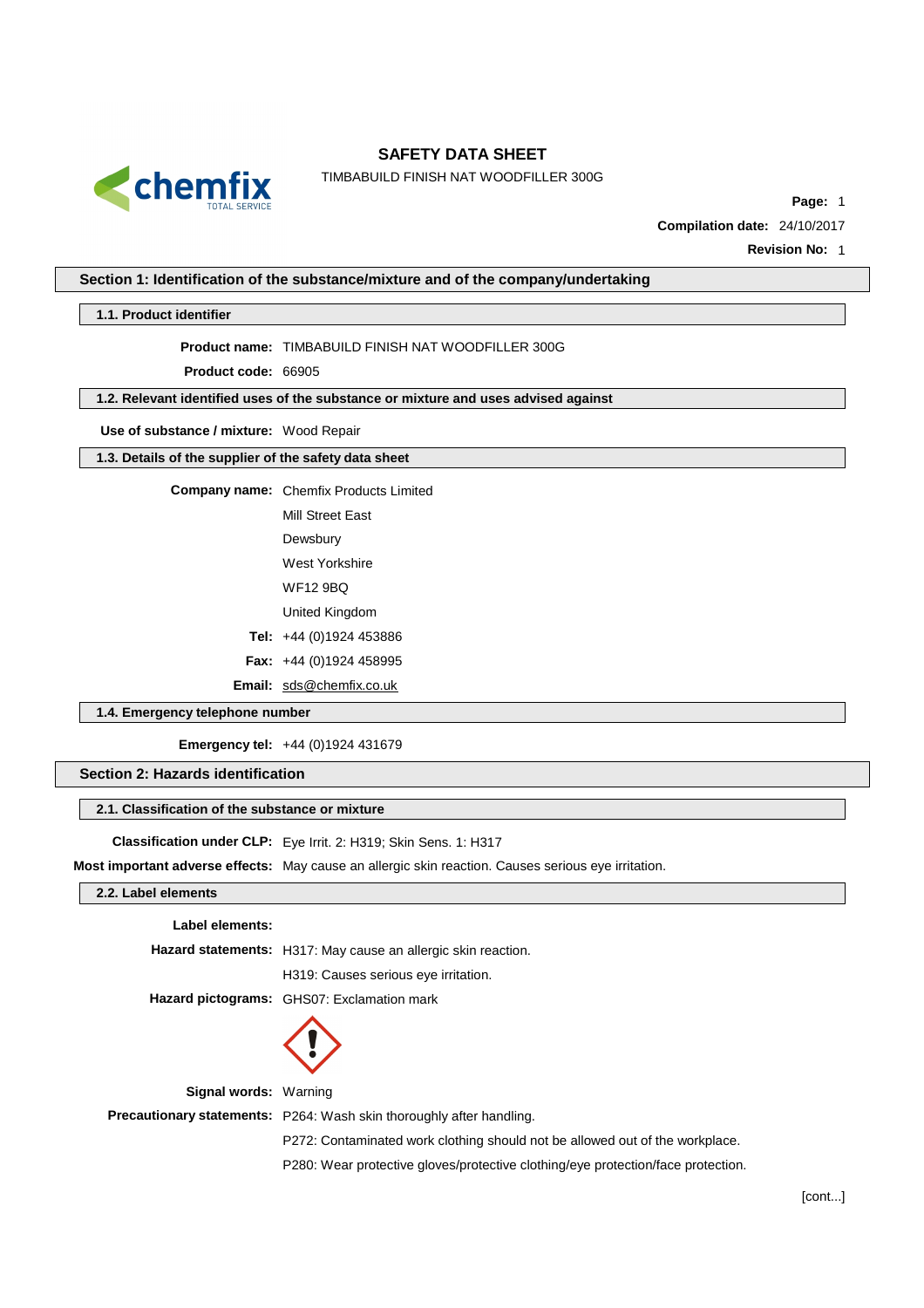# SAFETY DATA SHEET

TIMBABUILD FINISH NAT WOODFILLER 300G

**Page:** 1

**Compilation date:** 24/10/2017

**Revision No:** 1

## Section 1: Identification of the substance/mixture and of the company/undertaking

### 1.1. Product identifier

**Product name:** TIMBABUILD FINISH NAT WOODFILLER 300G

**Product code:** 66905

### 1.2. Relevant identified uses of the substance or mixture and uses advised against

**Use of substance / mixture:** Wood Repair

### 1.3. Details of the supplier of the safety data sheet

**Company name:** Chemfix Products Limited
Mill Street East
Dewsbury
West Yorkshire
WF12 9BQ
United Kingdom

**Tel:** +44 (0)1924 453886

**Fax:** +44 (0)1924 458995

**Email:** sds@chemfix.co.uk

### 1.4. Emergency telephone number

**Emergency tel:** +44 (0)1924 431679

## Section 2: Hazards identification

### 2.1. Classification of the substance or mixture

**Classification under CLP:** Eye Irrit. 2: H319; Skin Sens. 1: H317

**Most important adverse effects:** May cause an allergic skin reaction. Causes serious eye irritation.

### 2.2. Label elements

**Label elements:**

**Hazard statements:** H317: May cause an allergic skin reaction.
H319: Causes serious eye irritation.

**Hazard pictograms:** GHS07: Exclamation mark

**Signal words:** Warning

**Precautionary statements:** P264: Wash skin thoroughly after handling.
P272: Contaminated work clothing should not be allowed out of the workplace.
P280: Wear protective gloves/protective clothing/eye protection/face protection.

[cont...]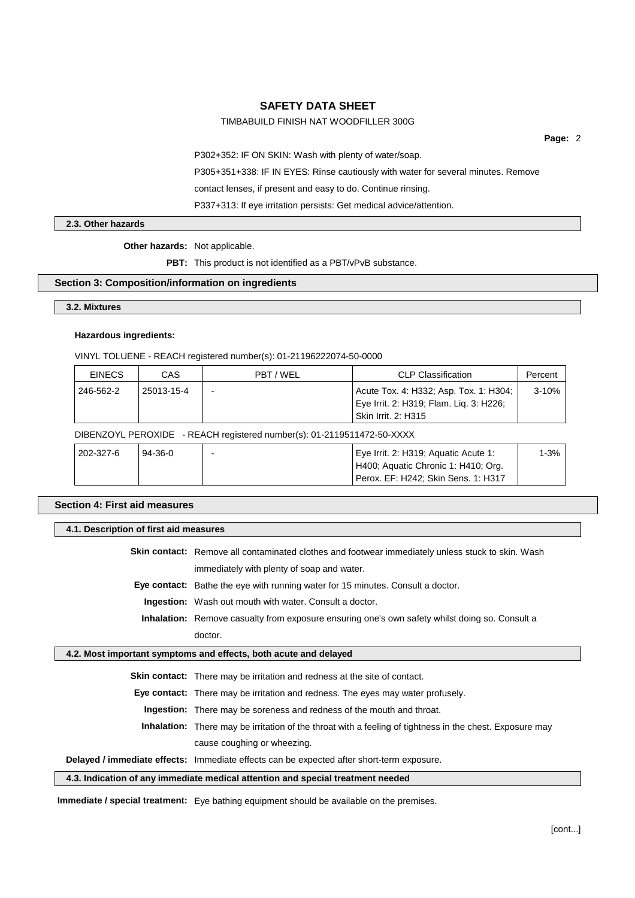P302+352: IF ON SKIN: Wash with plenty of water/soap.

P305+351+338: IF IN EYES: Rinse cautiously with water for several minutes. Remove contact lenses, if present and easy to do. Continue rinsing.

P337+313: If eye irritation persists: Get medical advice/attention.

### 2.3. Other hazards

**Other hazards:** Not applicable.

**PBT:** This product is not identified as a PBT/vPvB substance.

## Section 3: Composition/information on ingredients

### 3.2. Mixtures

**Hazardous ingredients:**

VINYL TOLUENE - REACH registered number(s): 01-21196222074-50-0000

| EINECS | CAS | PBT / WEL | CLP Classification | Percent |
|---|---|---|---|---|
| 246-562-2 | 25013-15-4 | - | Acute Tox. 4: H332; Asp. Tox. 1: H304; Eye Irrit. 2: H319; Flam. Liq. 3: H226; Skin Irrit. 2: H315 | 3-10% |

DIBENZOYL PEROXIDE - REACH registered number(s): 01-2119511472-50-XXXX

| EINECS | CAS | PBT / WEL | CLP Classification | Percent |
|---|---|---|---|---|
| 202-327-6 | 94-36-0 | - | Eye Irrit. 2: H319; Aquatic Acute 1: H400; Aquatic Chronic 1: H410; Org. Perox. EF: H242; Skin Sens. 1: H317 | 1-3% |

## Section 4: First aid measures

### 4.1. Description of first aid measures

**Skin contact:** Remove all contaminated clothes and footwear immediately unless stuck to skin. Wash immediately with plenty of soap and water.

**Eye contact:** Bathe the eye with running water for 15 minutes. Consult a doctor.

**Ingestion:** Wash out mouth with water. Consult a doctor.

**Inhalation:** Remove casualty from exposure ensuring one's own safety whilst doing so. Consult a doctor.

### 4.2. Most important symptoms and effects, both acute and delayed

**Skin contact:** There may be irritation and redness at the site of contact.

**Eye contact:** There may be irritation and redness. The eyes may water profusely.

**Ingestion:** There may be soreness and redness of the mouth and throat.

**Inhalation:** There may be irritation of the throat with a feeling of tightness in the chest. Exposure may cause coughing or wheezing.

**Delayed / immediate effects:** Immediate effects can be expected after short-term exposure.

### 4.3. Indication of any immediate medical attention and special treatment needed

**Immediate / special treatment:** Eye bathing equipment should be available on the premises.

[cont...]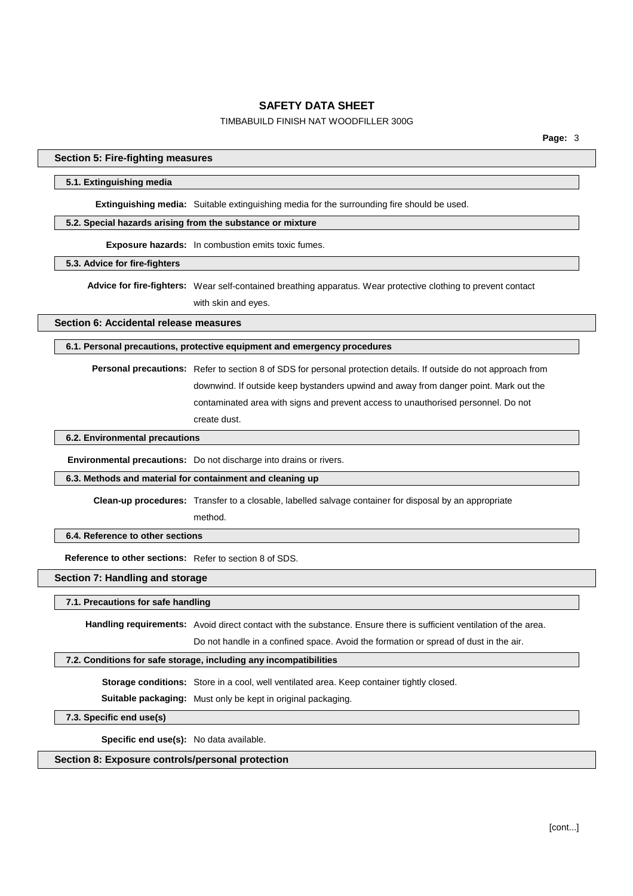## Section 5: Fire-fighting measures

### 5.1. Extinguishing media

**Extinguishing media:** Suitable extinguishing media for the surrounding fire should be used.

### 5.2. Special hazards arising from the substance or mixture

**Exposure hazards:** In combustion emits toxic fumes.

### 5.3. Advice for fire-fighters

**Advice for fire-fighters:** Wear self-contained breathing apparatus. Wear protective clothing to prevent contact with skin and eyes.

## Section 6: Accidental release measures

### 6.1. Personal precautions, protective equipment and emergency procedures

**Personal precautions:** Refer to section 8 of SDS for personal protection details. If outside do not approach from downwind. If outside keep bystanders upwind and away from danger point. Mark out the contaminated area with signs and prevent access to unauthorised personnel. Do not create dust.

### 6.2. Environmental precautions

**Environmental precautions:** Do not discharge into drains or rivers.

### 6.3. Methods and material for containment and cleaning up

**Clean-up procedures:** Transfer to a closable, labelled salvage container for disposal by an appropriate method.

### 6.4. Reference to other sections

**Reference to other sections:** Refer to section 8 of SDS.

## Section 7: Handling and storage

### 7.1. Precautions for safe handling

**Handling requirements:** Avoid direct contact with the substance. Ensure there is sufficient ventilation of the area. Do not handle in a confined space. Avoid the formation or spread of dust in the air.

### 7.2. Conditions for safe storage, including any incompatibilities

**Storage conditions:** Store in a cool, well ventilated area. Keep container tightly closed.

**Suitable packaging:** Must only be kept in original packaging.

### 7.3. Specific end use(s)

**Specific end use(s):** No data available.

## Section 8: Exposure controls/personal protection

[cont...]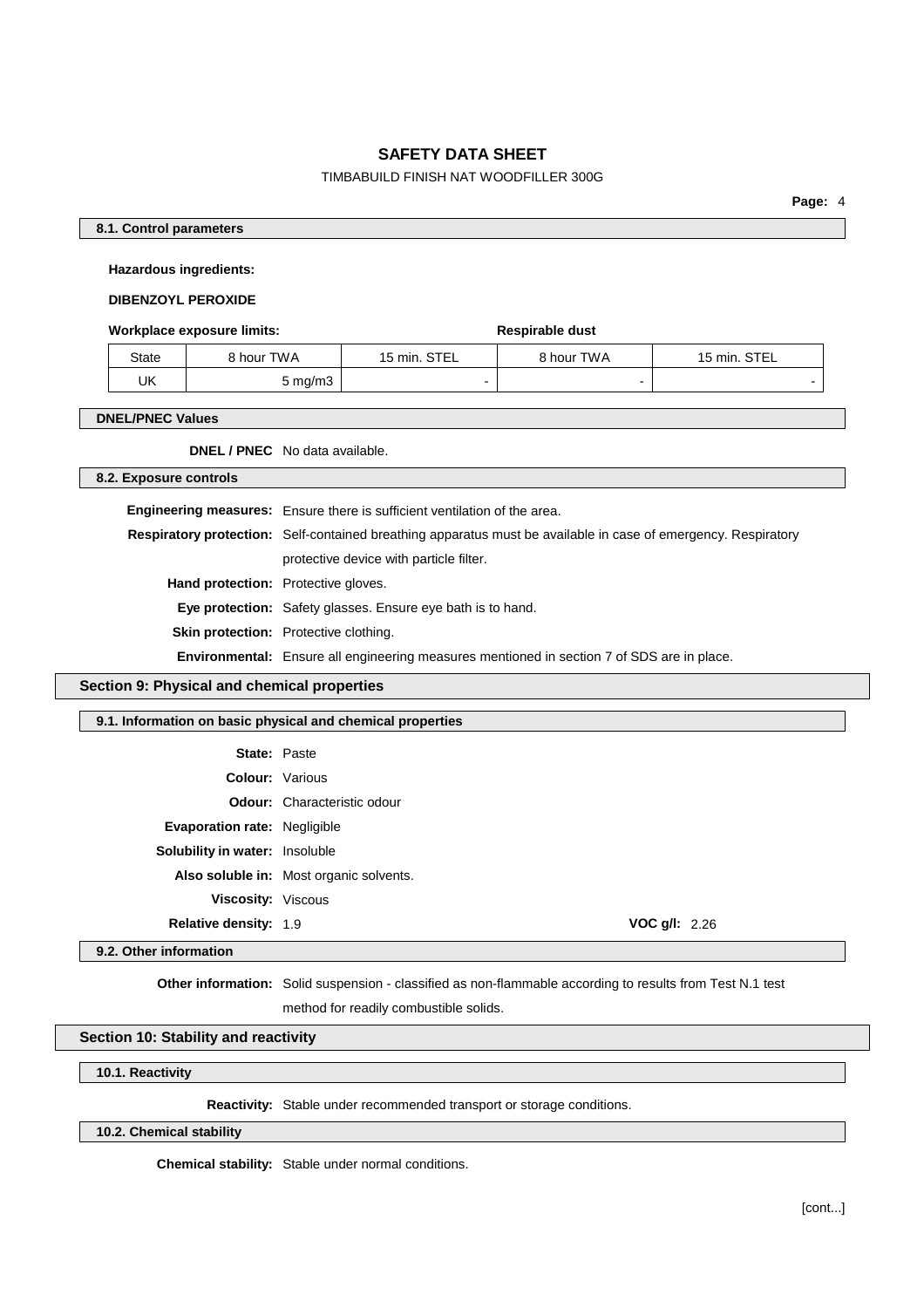#### 8.1. Control parameters

**Hazardous ingredients:**

**DIBENZOYL PEROXIDE**

**Workplace exposure limits:** **Respirable dust**

| State | 8 hour TWA | 15 min. STEL | 8 hour TWA | 15 min. STEL |
|---|---|---|---|---|
| UK | 5 mg/m3 | - | - | - |

#### DNEL/PNEC Values

**DNEL / PNEC** No data available.

#### 8.2. Exposure controls

**Engineering measures:** Ensure there is sufficient ventilation of the area.

**Respiratory protection:** Self-contained breathing apparatus must be available in case of emergency. Respiratory protective device with particle filter.

**Hand protection:** Protective gloves.

**Eye protection:** Safety glasses. Ensure eye bath is to hand.

**Skin protection:** Protective clothing.

**Environmental:** Ensure all engineering measures mentioned in section 7 of SDS are in place.

### Section 9: Physical and chemical properties

#### 9.1. Information on basic physical and chemical properties

**State:** Paste

**Colour:** Various

**Odour:** Characteristic odour

**Evaporation rate:** Negligible

**Solubility in water:** Insoluble

**Also soluble in:** Most organic solvents.

**Viscosity:** Viscous

**Relative density:** 1.9

**VOC g/l:** 2.26

#### 9.2. Other information

**Other information:** Solid suspension - classified as non-flammable according to results from Test N.1 test method for readily combustible solids.

### Section 10: Stability and reactivity

#### 10.1. Reactivity

**Reactivity:** Stable under recommended transport or storage conditions.

#### 10.2. Chemical stability

**Chemical stability:** Stable under normal conditions.

[cont...]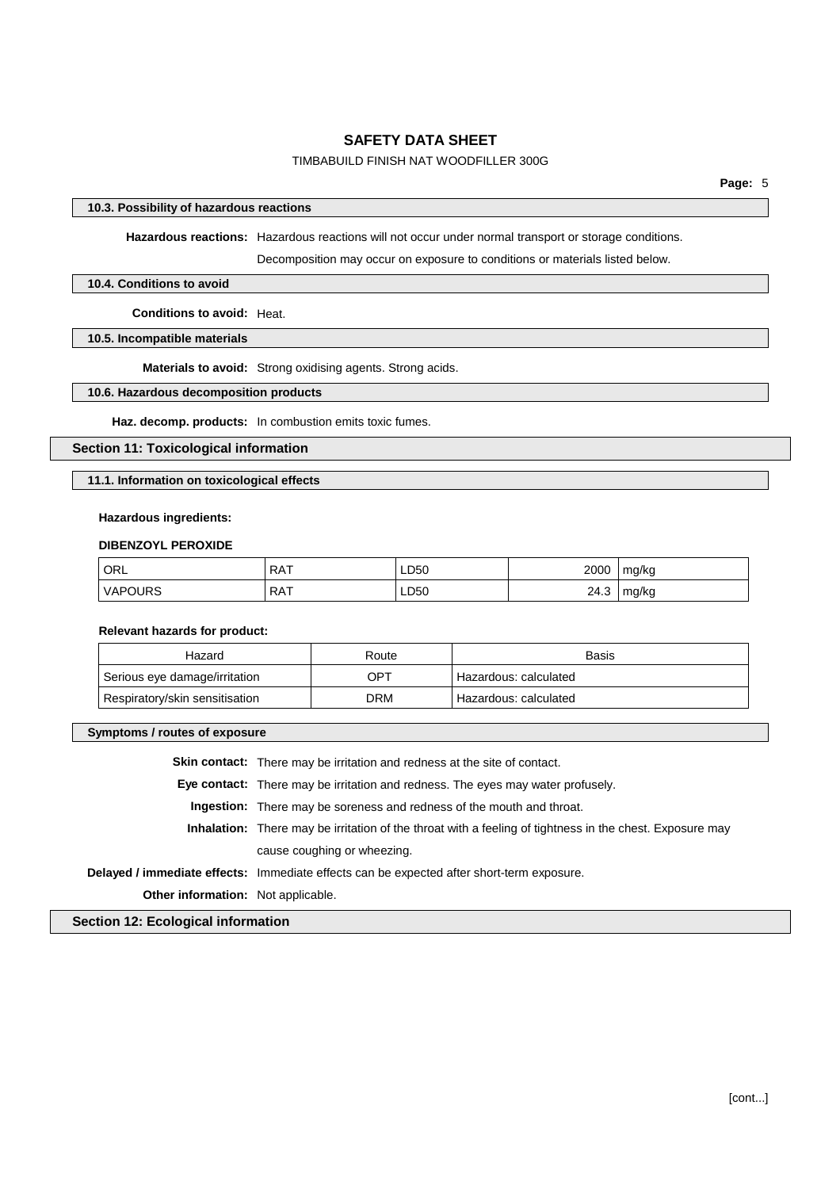#### 10.3. Possibility of hazardous reactions

**Hazardous reactions:** Hazardous reactions will not occur under normal transport or storage conditions.

Decomposition may occur on exposure to conditions or materials listed below.

#### 10.4. Conditions to avoid

**Conditions to avoid:** Heat.

#### 10.5. Incompatible materials

**Materials to avoid:** Strong oxidising agents. Strong acids.

#### 10.6. Hazardous decomposition products

**Haz. decomp. products:** In combustion emits toxic fumes.

## Section 11: Toxicological information

#### 11.1. Information on toxicological effects

**Hazardous ingredients:**

**DIBENZOYL PEROXIDE**

| | | | | |
|---|---|---|---|---|
| ORL | RAT | LD50 | 2000 | mg/kg |
| VAPOURS | RAT | LD50 | 24.3 | mg/kg |

**Relevant hazards for product:**

| Hazard | Route | Basis |
|---|---|---|
| Serious eye damage/irritation | OPT | Hazardous: calculated |
| Respiratory/skin sensitisation | DRM | Hazardous: calculated |

#### Symptoms / routes of exposure

**Skin contact:** There may be irritation and redness at the site of contact.

**Eye contact:** There may be irritation and redness. The eyes may water profusely.

**Ingestion:** There may be soreness and redness of the mouth and throat.

**Inhalation:** There may be irritation of the throat with a feeling of tightness in the chest. Exposure may cause coughing or wheezing.

**Delayed / immediate effects:** Immediate effects can be expected after short-term exposure.

**Other information:** Not applicable.

## Section 12: Ecological information

[cont...]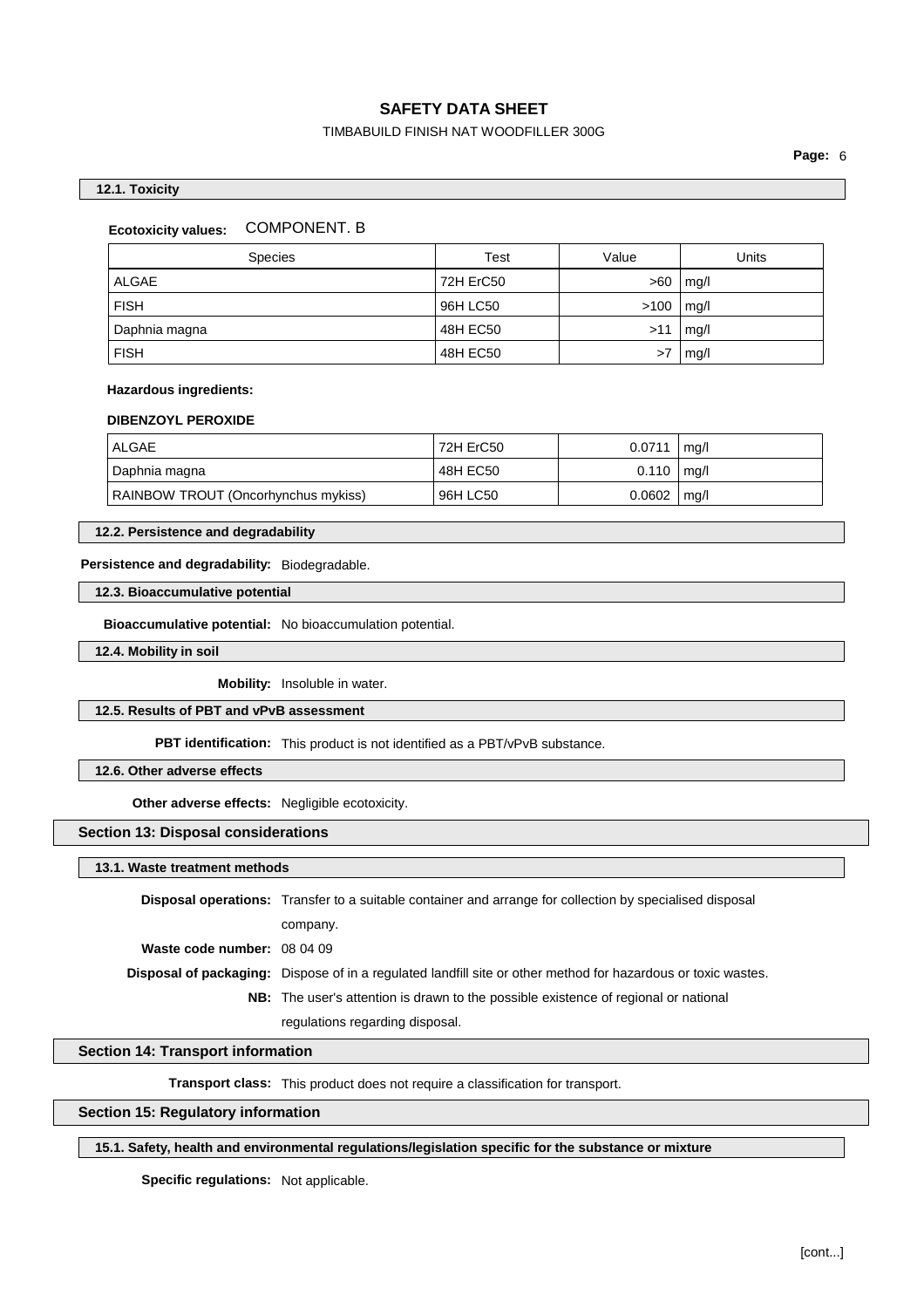#### 12.1. Toxicity

**Ecotoxicity values:** COMPONENT. B

| Species | Test | Value | Units |
|---|---|---|---|
| ALGAE | 72H ErC50 | >60 | mg/l |
| FISH | 96H LC50 | >100 | mg/l |
| Daphnia magna | 48H EC50 | >11 | mg/l |
| FISH | 48H EC50 | >7 | mg/l |

**Hazardous ingredients:**

**DIBENZOYL PEROXIDE**

| Species | Test | Value | Units |
|---|---|---|---|
| ALGAE | 72H ErC50 | 0.0711 | mg/l |
| Daphnia magna | 48H EC50 | 0.110 | mg/l |
| RAINBOW TROUT (Oncorhynchus mykiss) | 96H LC50 | 0.0602 | mg/l |

#### 12.2. Persistence and degradability

**Persistence and degradability:** Biodegradable.

#### 12.3. Bioaccumulative potential

**Bioaccumulative potential:** No bioaccumulation potential.

#### 12.4. Mobility in soil

**Mobility:** Insoluble in water.

#### 12.5. Results of PBT and vPvB assessment

**PBT identification:** This product is not identified as a PBT/vPvB substance.

#### 12.6. Other adverse effects

**Other adverse effects:** Negligible ecotoxicity.

## Section 13: Disposal considerations

#### 13.1. Waste treatment methods

**Disposal operations:** Transfer to a suitable container and arrange for collection by specialised disposal company.

**Waste code number:** 08 04 09

**Disposal of packaging:** Dispose of in a regulated landfill site or other method for hazardous or toxic wastes.

**NB:** The user's attention is drawn to the possible existence of regional or national regulations regarding disposal.

## Section 14: Transport information

**Transport class:** This product does not require a classification for transport.

## Section 15: Regulatory information

#### 15.1. Safety, health and environmental regulations/legislation specific for the substance or mixture

**Specific regulations:** Not applicable.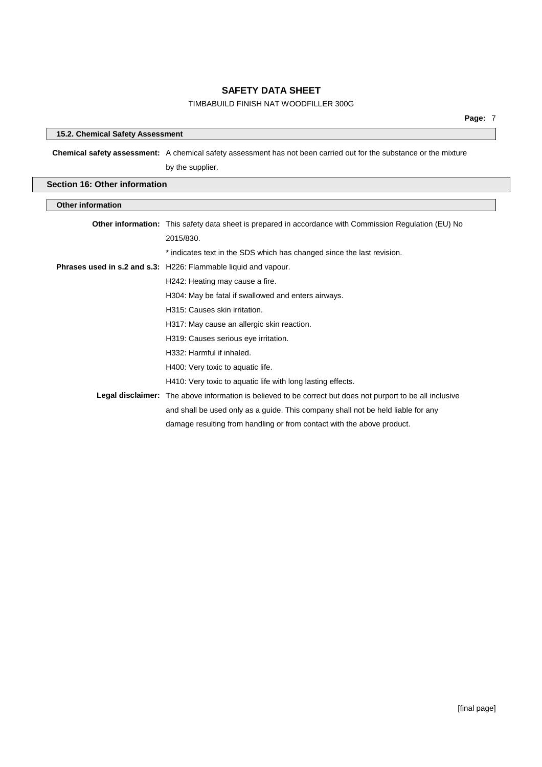### 15.2. Chemical Safety Assessment

**Chemical safety assessment:** A chemical safety assessment has not been carried out for the substance or the mixture by the supplier.

## Section 16: Other information

### Other information

**Other information:** This safety data sheet is prepared in accordance with Commission Regulation (EU) No 2015/830.

* indicates text in the SDS which has changed since the last revision.

**Phrases used in s.2 and s.3:** H226: Flammable liquid and vapour.

H242: Heating may cause a fire.

H304: May be fatal if swallowed and enters airways.

H315: Causes skin irritation.

H317: May cause an allergic skin reaction.

H319: Causes serious eye irritation.

H332: Harmful if inhaled.

H400: Very toxic to aquatic life.

H410: Very toxic to aquatic life with long lasting effects.

**Legal disclaimer:** The above information is believed to be correct but does not purport to be all inclusive and shall be used only as a guide. This company shall not be held liable for any damage resulting from handling or from contact with the above product.

[final page]